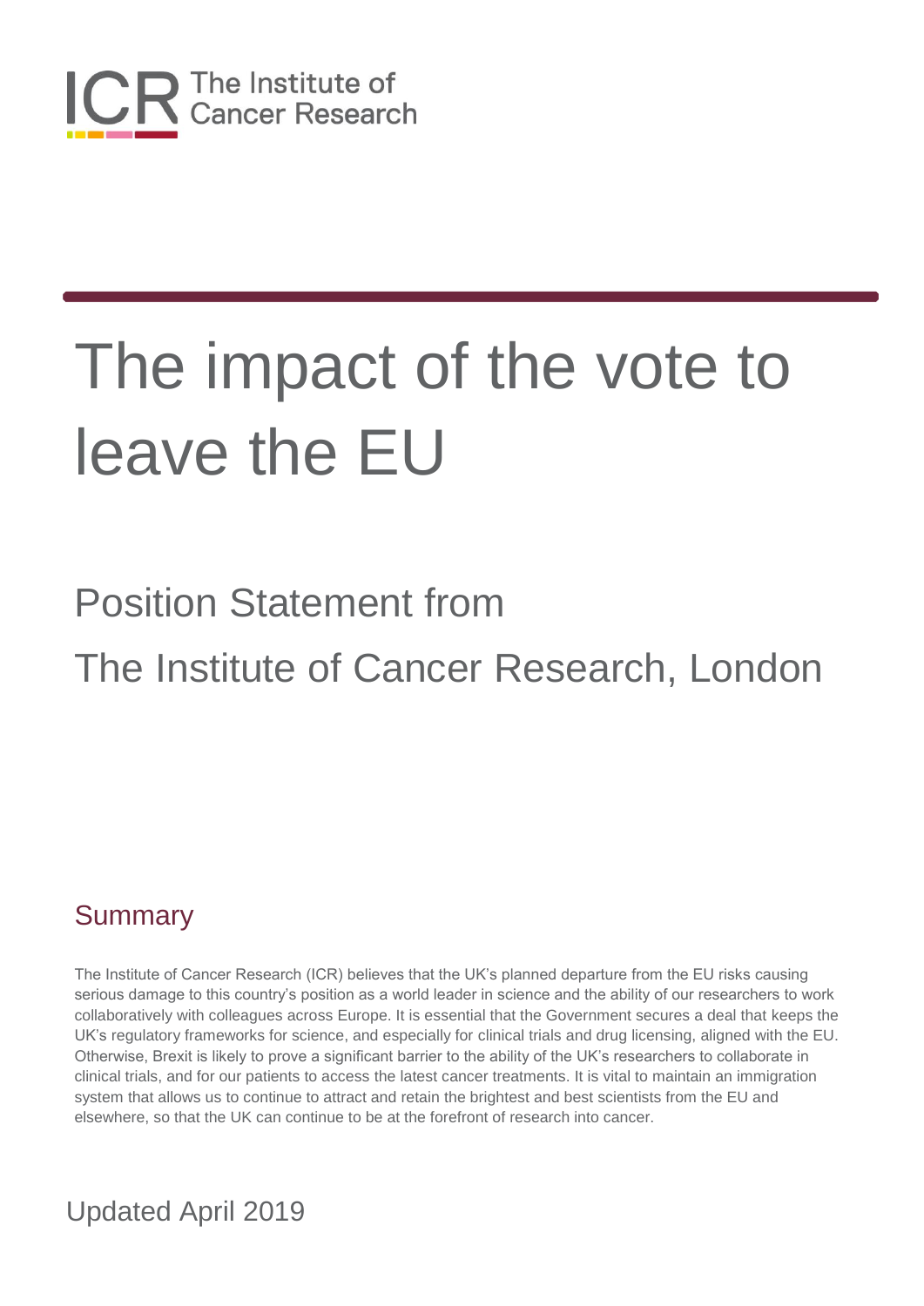ICR The Institute of Cancer Research

# The impact of the vote to leave the EU

## Position Statement from The Institute of Cancer Research, London

### Summary

The Institute of Cancer Research (ICR) believes that the UK's planned departure from the EU risks causing serious damage to this country's position as a world leader in science and the ability of our researchers to work collaboratively with colleagues across Europe. It is essential that the Government secures a deal that keeps the UK's regulatory frameworks for science, and especially for clinical trials and drug licensing, aligned with the EU. Otherwise, Brexit is likely to prove a significant barrier to the ability of the UK's researchers to collaborate in clinical trials, and for our patients to access the latest cancer treatments. It is vital to maintain an immigration system that allows us to continue to attract and retain the brightest and best scientists from the EU and elsewhere, so that the UK can continue to be at the forefront of research into cancer.

Updated April 2019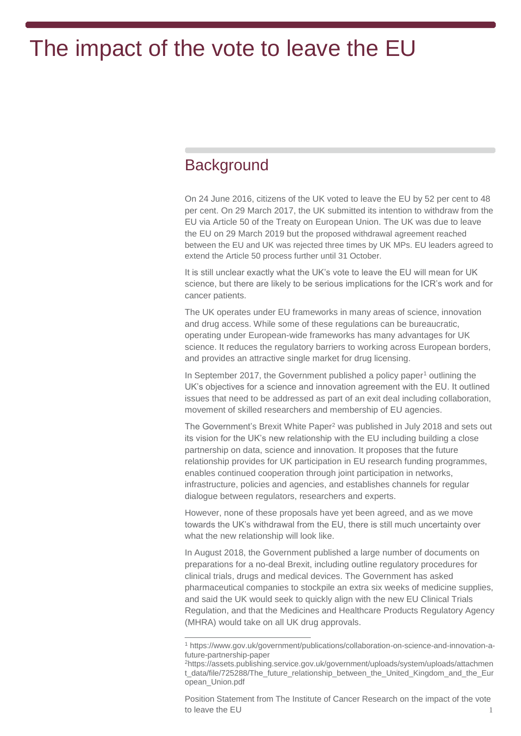# The impact of the vote to leave the EU

## Background

On 24 June 2016, citizens of the UK voted to leave the EU by 52 per cent to 48 per cent. On 29 March 2017, the UK submitted its intention to withdraw from the EU via Article 50 of the Treaty on European Union. The UK was due to leave the EU on 29 March 2019 but the proposed withdrawal agreement reached between the EU and UK was rejected three times by UK MPs. EU leaders agreed to extend the Article 50 process further until 31 October.

It is still unclear exactly what the UK's vote to leave the EU will mean for UK science, but there are likely to be serious implications for the ICR's work and for cancer patients.

The UK operates under EU frameworks in many areas of science, innovation and drug access. While some of these regulations can be bureaucratic, operating under European-wide frameworks has many advantages for UK science. It reduces the regulatory barriers to working across European borders, and provides an attractive single market for drug licensing.

In September 2017, the Government published a policy paper[1] outlining the UK's objectives for a science and innovation agreement with the EU. It outlined issues that need to be addressed as part of an exit deal including collaboration, movement of skilled researchers and membership of EU agencies.

The Government's Brexit White Paper[2] was published in July 2018 and sets out its vision for the UK's new relationship with the EU including building a close partnership on data, science and innovation. It proposes that the future relationship provides for UK participation in EU research funding programmes, enables continued cooperation through joint participation in networks, infrastructure, policies and agencies, and establishes channels for regular dialogue between regulators, researchers and experts.

However, none of these proposals have yet been agreed, and as we move towards the UK's withdrawal from the EU, there is still much uncertainty over what the new relationship will look like.

In August 2018, the Government published a large number of documents on preparations for a no-deal Brexit, including outline regulatory procedures for clinical trials, drugs and medical devices. The Government has asked pharmaceutical companies to stockpile an extra six weeks of medicine supplies, and said the UK would seek to quickly align with the new EU Clinical Trials Regulation, and that the Medicines and Healthcare Products Regulatory Agency (MHRA) would take on all UK drug approvals.

---

[1] https://www.gov.uk/government/publications/collaboration-on-science-and-innovation-a-future-partnership-paper

[2] https://assets.publishing.service.gov.uk/government/uploads/system/uploads/attachment_data/file/725288/The_future_relationship_between_the_United_Kingdom_and_the_European_Union.pdf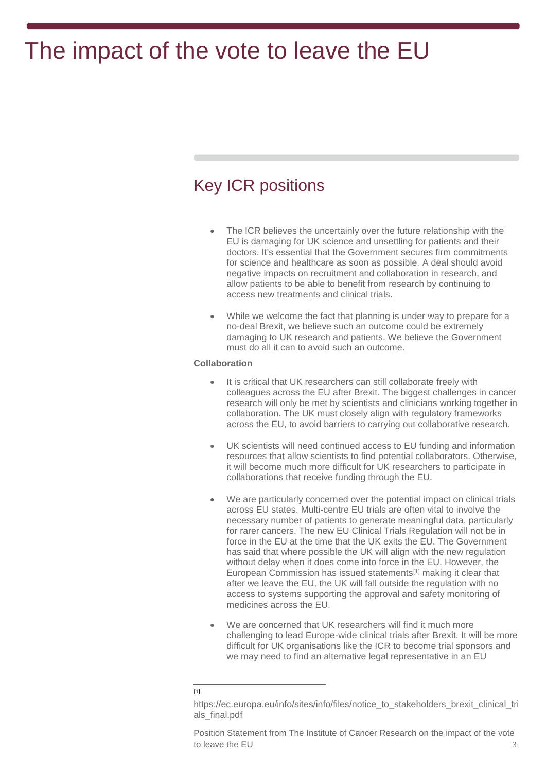# The impact of the vote to leave the EU

## Key ICR positions

- The ICR believes the uncertainly over the future relationship with the EU is damaging for UK science and unsettling for patients and their doctors. It's essential that the Government secures firm commitments for science and healthcare as soon as possible. A deal should avoid negative impacts on recruitment and collaboration in research, and allow patients to be able to benefit from research by continuing to access new treatments and clinical trials.

- While we welcome the fact that planning is under way to prepare for a no-deal Brexit, we believe such an outcome could be extremely damaging to UK research and patients. We believe the Government must do all it can to avoid such an outcome.

**Collaboration**

- It is critical that UK researchers can still collaborate freely with colleagues across the EU after Brexit. The biggest challenges in cancer research will only be met by scientists and clinicians working together in collaboration. The UK must closely align with regulatory frameworks across the EU, to avoid barriers to carrying out collaborative research.

- UK scientists will need continued access to EU funding and information resources that allow scientists to find potential collaborators. Otherwise, it will become much more difficult for UK researchers to participate in collaborations that receive funding through the EU.

- We are particularly concerned over the potential impact on clinical trials across EU states. Multi-centre EU trials are often vital to involve the necessary number of patients to generate meaningful data, particularly for rarer cancers. The new EU Clinical Trials Regulation will not be in force in the EU at the time that the UK exits the EU. The Government has said that where possible the UK will align with the new regulation without delay when it does come into force in the EU. However, the European Commission has issued statements[1] making it clear that after we leave the EU, the UK will fall outside the regulation with no access to systems supporting the approval and safety monitoring of medicines across the EU.

- We are concerned that UK researchers will find it much more challenging to lead Europe-wide clinical trials after Brexit. It will be more difficult for UK organisations like the ICR to become trial sponsors and we may need to find an alternative legal representative in an EU

[1] https://ec.europa.eu/info/sites/info/files/notice_to_stakeholders_brexit_clinical_trials_final.pdf

Position Statement from The Institute of Cancer Research on the impact of the vote to leave the EU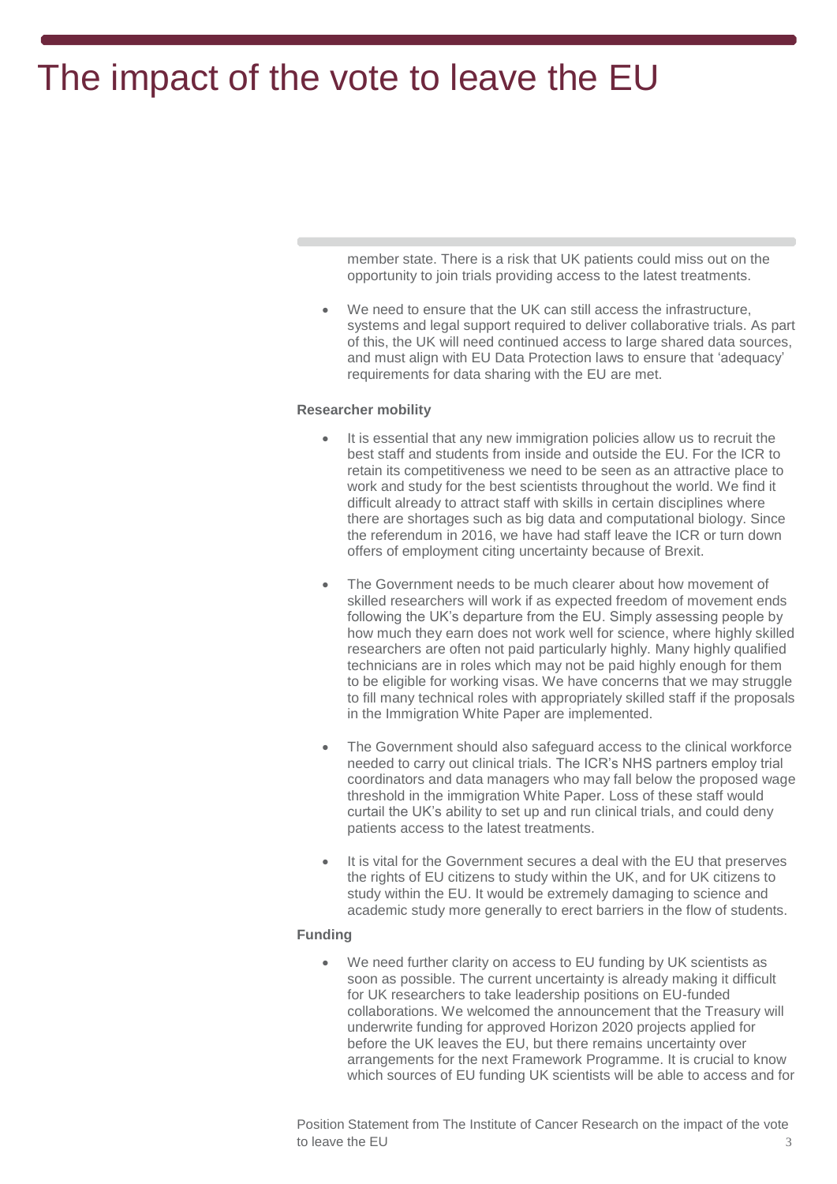member state. There is a risk that UK patients could miss out on the opportunity to join trials providing access to the latest treatments.

- We need to ensure that the UK can still access the infrastructure, systems and legal support required to deliver collaborative trials. As part of this, the UK will need continued access to large shared data sources, and must align with EU Data Protection laws to ensure that 'adequacy' requirements for data sharing with the EU are met.

**Researcher mobility**

- It is essential that any new immigration policies allow us to recruit the best staff and students from inside and outside the EU. For the ICR to retain its competitiveness we need to be seen as an attractive place to work and study for the best scientists throughout the world. We find it difficult already to attract staff with skills in certain disciplines where there are shortages such as big data and computational biology. Since the referendum in 2016, we have had staff leave the ICR or turn down offers of employment citing uncertainty because of Brexit.

- The Government needs to be much clearer about how movement of skilled researchers will work if as expected freedom of movement ends following the UK's departure from the EU. Simply assessing people by how much they earn does not work well for science, where highly skilled researchers are often not paid particularly highly. Many highly qualified technicians are in roles which may not be paid highly enough for them to be eligible for working visas. We have concerns that we may struggle to fill many technical roles with appropriately skilled staff if the proposals in the Immigration White Paper are implemented.

- The Government should also safeguard access to the clinical workforce needed to carry out clinical trials. The ICR's NHS partners employ trial coordinators and data managers who may fall below the proposed wage threshold in the immigration White Paper. Loss of these staff would curtail the UK's ability to set up and run clinical trials, and could deny patients access to the latest treatments.

- It is vital for the Government secures a deal with the EU that preserves the rights of EU citizens to study within the UK, and for UK citizens to study within the EU. It would be extremely damaging to science and academic study more generally to erect barriers in the flow of students.

**Funding**

- We need further clarity on access to EU funding by UK scientists as soon as possible. The current uncertainty is already making it difficult for UK researchers to take leadership positions on EU-funded collaborations. We welcomed the announcement that the Treasury will underwrite funding for approved Horizon 2020 projects applied for before the UK leaves the EU, but there remains uncertainty over arrangements for the next Framework Programme. It is crucial to know which sources of EU funding UK scientists will be able to access and for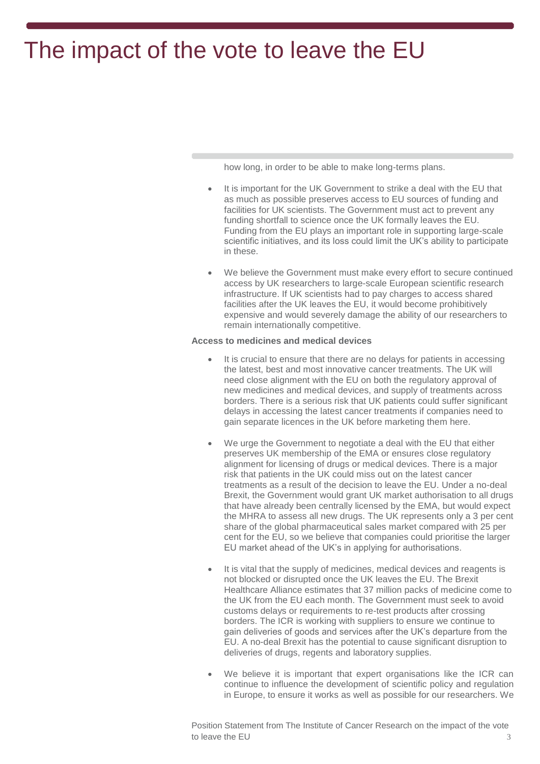how long, in order to be able to make long-terms plans.

- It is important for the UK Government to strike a deal with the EU that as much as possible preserves access to EU sources of funding and facilities for UK scientists. The Government must act to prevent any funding shortfall to science once the UK formally leaves the EU. Funding from the EU plays an important role in supporting large-scale scientific initiatives, and its loss could limit the UK's ability to participate in these.

- We believe the Government must make every effort to secure continued access by UK researchers to large-scale European scientific research infrastructure. If UK scientists had to pay charges to access shared facilities after the UK leaves the EU, it would become prohibitively expensive and would severely damage the ability of our researchers to remain internationally competitive.

**Access to medicines and medical devices**

- It is crucial to ensure that there are no delays for patients in accessing the latest, best and most innovative cancer treatments. The UK will need close alignment with the EU on both the regulatory approval of new medicines and medical devices, and supply of treatments across borders. There is a serious risk that UK patients could suffer significant delays in accessing the latest cancer treatments if companies need to gain separate licences in the UK before marketing them here.

- We urge the Government to negotiate a deal with the EU that either preserves UK membership of the EMA or ensures close regulatory alignment for licensing of drugs or medical devices. There is a major risk that patients in the UK could miss out on the latest cancer treatments as a result of the decision to leave the EU. Under a no-deal Brexit, the Government would grant UK market authorisation to all drugs that have already been centrally licensed by the EMA, but would expect the MHRA to assess all new drugs. The UK represents only a 3 per cent share of the global pharmaceutical sales market compared with 25 per cent for the EU, so we believe that companies could prioritise the larger EU market ahead of the UK's in applying for authorisations.

- It is vital that the supply of medicines, medical devices and reagents is not blocked or disrupted once the UK leaves the EU. The Brexit Healthcare Alliance estimates that 37 million packs of medicine come to the UK from the EU each month. The Government must seek to avoid customs delays or requirements to re-test products after crossing borders. The ICR is working with suppliers to ensure we continue to gain deliveries of goods and services after the UK's departure from the EU. A no-deal Brexit has the potential to cause significant disruption to deliveries of drugs, regents and laboratory supplies.

- We believe it is important that expert organisations like the ICR can continue to influence the development of scientific policy and regulation in Europe, to ensure it works as well as possible for our researchers. We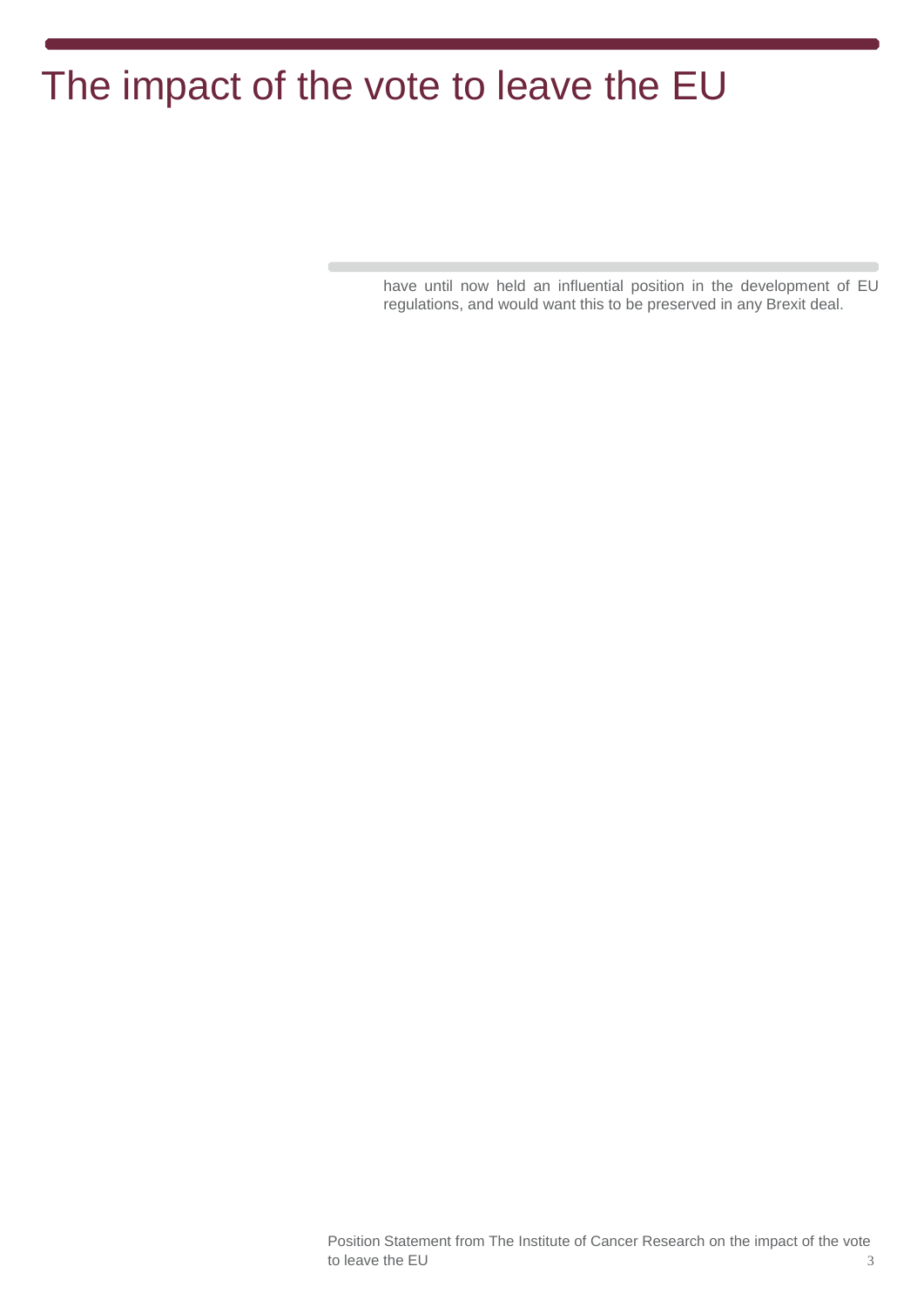# The impact of the vote to leave the EU

have until now held an influential position in the development of EU regulations, and would want this to be preserved in any Brexit deal.